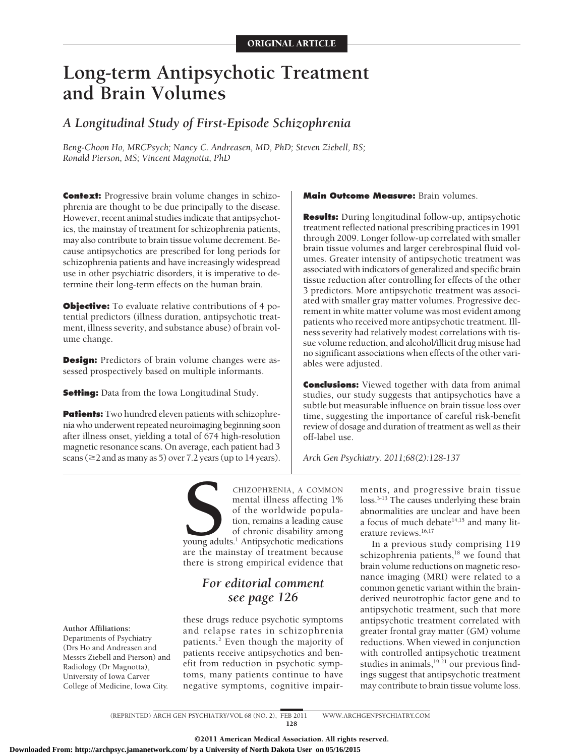ORIGINAL ARTICLE

# Long-term Antipsychotic Treatment and Brain Volumes

## *A Longitudinal Study of First-Episode Schizophrenia*

*Beng-Choon Ho, MRCPsych; Nancy C. Andreasen, MD, PhD; Steven Ziebell, BS; Ronald Pierson, MS; Vincent Magnotta, PhD*

**Context:** Progressive brain volume changes in schizophrenia are thought to be due principally to the disease. However, recent animal studies indicate that antipsychotics, the mainstay of treatment for schizophrenia patients, may also contribute to brain tissue volume decrement. Because antipsychotics are prescribed for long periods for schizophrenia patients and have increasingly widespread use in other psychiatric disorders, it is imperative to determine their long-term effects on the human brain.

**Objective:** To evaluate relative contributions of 4 potential predictors (illness duration, antipsychotic treatment, illness severity, and substance abuse) of brain volume change.

**Design:** Predictors of brain volume changes were assessed prospectively based on multiple informants.

**Setting:** Data from the Iowa Longitudinal Study.

**Patients:** Two hundred eleven patients with schizophrenia who underwent repeated neuroimaging beginning soon after illness onset, yielding a total of 674 high-resolution magnetic resonance scans. On average, each patient had 3 scans (≥2 and as many as 5) over 7.2 years (up to 14 years).

**Main Outcome Measure:** Brain volumes.

**Results:** During longitudinal follow-up, antipsychotic treatment reflected national prescribing practices in 1991 through 2009. Longer follow-up correlated with smaller brain tissue volumes and larger cerebrospinal fluid volumes. Greater intensity of antipsychotic treatment was associated with indicators of generalized and specific brain tissue reduction after controlling for effects of the other 3 predictors. More antipsychotic treatment was associated with smaller gray matter volumes. Progressive decrement in white matter volume was most evident among patients who received more antipsychotic treatment. Illness severity had relatively modest correlations with tissue volume reduction, and alcohol/illicit drug misuse had no significant associations when effects of the other variables were adjusted.

**Conclusions:** Viewed together with data from animal studies, our study suggests that antipsychotics have a subtle but measurable influence on brain tissue loss over time, suggesting the importance of careful risk-benefit review of dosage and duration of treatment as well as their off-label use.

*Arch Gen Psychiatry. 2011;68(2):128-137*

SCHIZOPHRENIA, A COMMON mental illness affecting 1% of the worldwide population, remains a leading cause of chronic disability among young adults.[1] Antipsychotic medications are the mainstay of treatment because there is strong empirical evidence that these drugs reduce psychotic symptoms and relapse rates in schizophrenia patients.[2] Even though the majority of patients receive antipsychotics and benefit from reduction in psychotic symptoms, many patients continue to have negative symptoms, cognitive impairments, and progressive brain tissue loss.[3-13] The causes underlying these brain abnormalities are unclear and have been a focus of much debate[14,15] and many literature reviews.[16,17]

*For editorial comment see page 126*

In a previous study comprising 119 schizophrenia patients,[18] we found that brain volume reductions on magnetic resonance imaging (MRI) were related to a common genetic variant within the brain-derived neurotrophic factor gene and to antipsychotic treatment, such that more antipsychotic treatment correlated with greater frontal gray matter (GM) volume reductions. When viewed in conjunction with controlled antipsychotic treatment studies in animals,[19-21] our previous findings suggest that antipsychotic treatment may contribute to brain tissue volume loss.

**Author Affiliations:** Departments of Psychiatry (Drs Ho and Andreasen and Messrs Ziebell and Pierson) and Radiology (Dr Magnotta), University of Iowa Carver College of Medicine, Iowa City.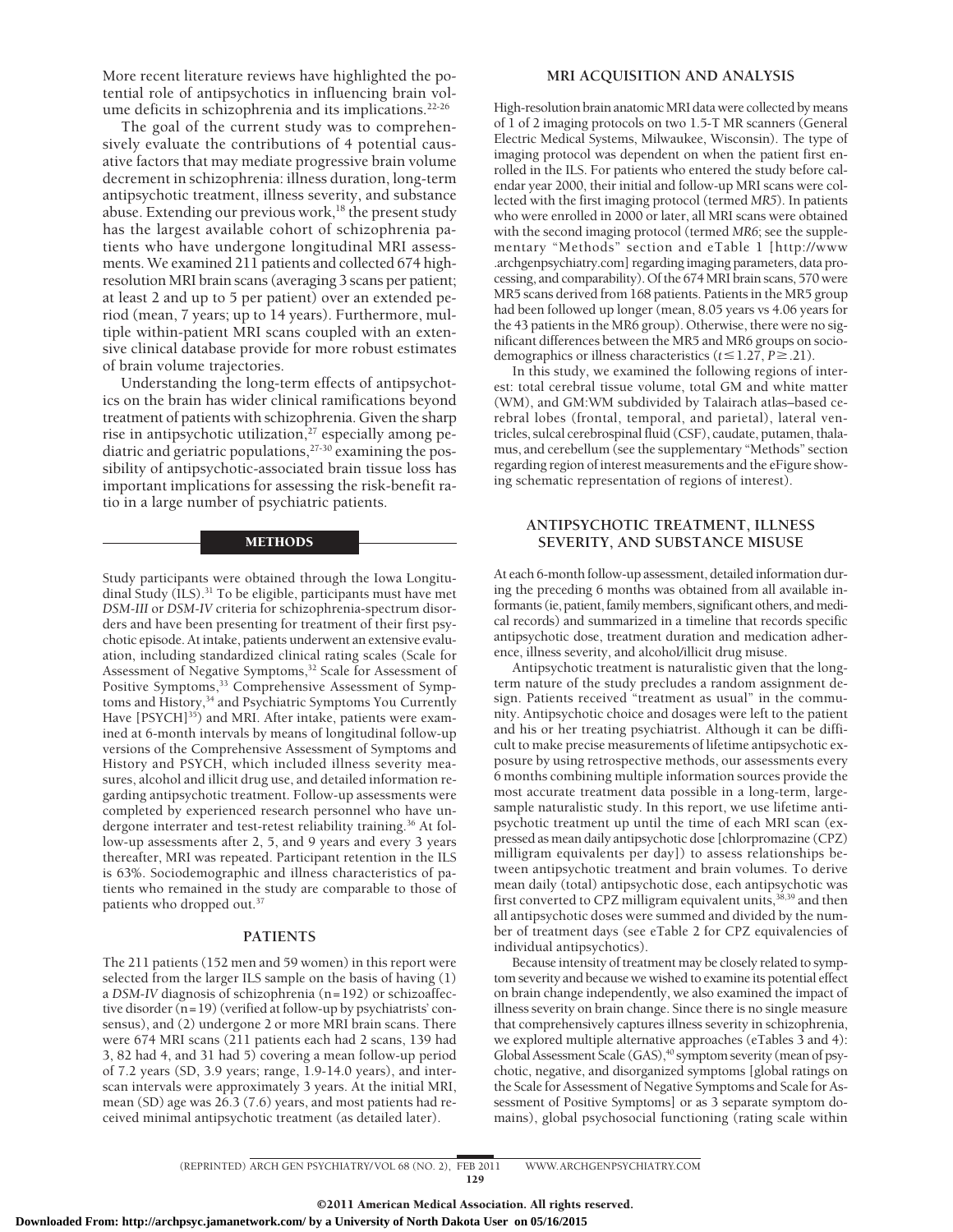More recent literature reviews have highlighted the potential role of antipsychotics in influencing brain volume deficits in schizophrenia and its implications.[22-26]

The goal of the current study was to comprehensively evaluate the contributions of 4 potential causative factors that may mediate progressive brain volume decrement in schizophrenia: illness duration, long-term antipsychotic treatment, illness severity, and substance abuse. Extending our previous work,[18] the present study has the largest available cohort of schizophrenia patients who have undergone longitudinal MRI assessments. We examined 211 patients and collected 674 high-resolution MRI brain scans (averaging 3 scans per patient; at least 2 and up to 5 per patient) over an extended period (mean, 7 years; up to 14 years). Furthermore, multiple within-patient MRI scans coupled with an extensive clinical database provide for more robust estimates of brain volume trajectories.

Understanding the long-term effects of antipsychotics on the brain has wider clinical ramifications beyond treatment of patients with schizophrenia. Given the sharp rise in antipsychotic utilization,[27] especially among pediatric and geriatric populations,[27-30] examining the possibility of antipsychotic-associated brain tissue loss has important implications for assessing the risk-benefit ratio in a large number of psychiatric patients.

## METHODS

Study participants were obtained through the Iowa Longitudinal Study (ILS).[31] To be eligible, participants must have met *DSM-III* or *DSM-IV* criteria for schizophrenia-spectrum disorders and have been presenting for treatment of their first psychotic episode. At intake, patients underwent an extensive evaluation, including standardized clinical rating scales (Scale for Assessment of Negative Symptoms,[32] Scale for Assessment of Positive Symptoms,[33] Comprehensive Assessment of Symptoms and History,[34] and Psychiatric Symptoms You Currently Have [PSYCH][35]) and MRI. After intake, patients were examined at 6-month intervals by means of longitudinal follow-up versions of the Comprehensive Assessment of Symptoms and History and PSYCH, which included illness severity measures, alcohol and illicit drug use, and detailed information regarding antipsychotic treatment. Follow-up assessments were completed by experienced research personnel who have undergone interrater and test-retest reliability training.[36] At follow-up assessments after 2, 5, and 9 years and every 3 years thereafter, MRI was repeated. Participant retention in the ILS is 63%. Sociodemographic and illness characteristics of patients who remained in the study are comparable to those of patients who dropped out.[37]

### PATIENTS

The 211 patients (152 men and 59 women) in this report were selected from the larger ILS sample on the basis of having (1) a *DSM-IV* diagnosis of schizophrenia (n=192) or schizoaffective disorder (n=19) (verified at follow-up by psychiatrists' consensus), and (2) undergone 2 or more MRI brain scans. There were 674 MRI scans (211 patients each had 2 scans, 139 had 3, 82 had 4, and 31 had 5) covering a mean follow-up period of 7.2 years (SD, 3.9 years; range, 1.9-14.0 years), and interscan intervals were approximately 3 years. At the initial MRI, mean (SD) age was 26.3 (7.6) years, and most patients had received minimal antipsychotic treatment (as detailed later).

### MRI ACQUISITION AND ANALYSIS

High-resolution brain anatomic MRI data were collected by means of 1 of 2 imaging protocols on two 1.5-T MR scanners (General Electric Medical Systems, Milwaukee, Wisconsin). The type of imaging protocol was dependent on when the patient first enrolled in the ILS. For patients who entered the study before calendar year 2000, their initial and follow-up MRI scans were collected with the first imaging protocol (termed *MR5*). In patients who were enrolled in 2000 or later, all MRI scans were obtained with the second imaging protocol (termed *MR6*; see the supplementary "Methods" section and eTable 1 [http://www.archgenpsychiatry.com] regarding imaging parameters, data processing, and comparability). Of the 674 MRI brain scans, 570 were MR5 scans derived from 168 patients. Patients in the MR5 group had been followed up longer (mean, 8.05 years vs 4.06 years for the 43 patients in the MR6 group). Otherwise, there were no significant differences between the MR5 and MR6 groups on sociodemographics or illness characteristics ($t \leq 1.27$, $P \geq .21$).

In this study, we examined the following regions of interest: total cerebral tissue volume, total GM and white matter (WM), and GM:WM subdivided by Talairach atlas–based cerebral lobes (frontal, temporal, and parietal), lateral ventricles, sulcal cerebrospinal fluid (CSF), caudate, putamen, thalamus, and cerebellum (see the supplementary "Methods" section regarding region of interest measurements and the eFigure showing schematic representation of regions of interest).

### ANTIPSYCHOTIC TREATMENT, ILLNESS SEVERITY, AND SUBSTANCE MISUSE

At each 6-month follow-up assessment, detailed information during the preceding 6 months was obtained from all available informants (ie, patient, family members, significant others, and medical records) and summarized in a timeline that records specific antipsychotic dose, treatment duration and medication adherence, illness severity, and alcohol/illicit drug misuse.

Antipsychotic treatment is naturalistic given that the long-term nature of the study precludes a random assignment design. Patients received "treatment as usual" in the community. Antipsychotic choice and dosages were left to the patient and his or her treating psychiatrist. Although it can be difficult to make precise measurements of lifetime antipsychotic exposure by using retrospective methods, our assessments every 6 months combining multiple information sources provide the most accurate treatment data possible in a long-term, large-sample naturalistic study. In this report, we use lifetime antipsychotic treatment up until the time of each MRI scan (expressed as mean daily antipsychotic dose [chlorpromazine (CPZ) milligram equivalents per day]) to assess relationships between antipsychotic treatment and brain volumes. To derive mean daily (total) antipsychotic dose, each antipsychotic was first converted to CPZ milligram equivalent units,[38,39] and then all antipsychotic doses were summed and divided by the number of treatment days (see eTable 2 for CPZ equivalencies of individual antipsychotics).

Because intensity of treatment may be closely related to symptom severity and because we wished to examine its potential effect on brain change independently, we also examined the impact of illness severity on brain change. Since there is no single measure that comprehensively captures illness severity in schizophrenia, we explored multiple alternative approaches (eTables 3 and 4): Global Assessment Scale (GAS),[40] symptom severity (mean of psychotic, negative, and disorganized symptoms [global ratings on the Scale for Assessment of Negative Symptoms and Scale for Assessment of Positive Symptoms] or as 3 separate symptom domains), global psychosocial functioning (rating scale within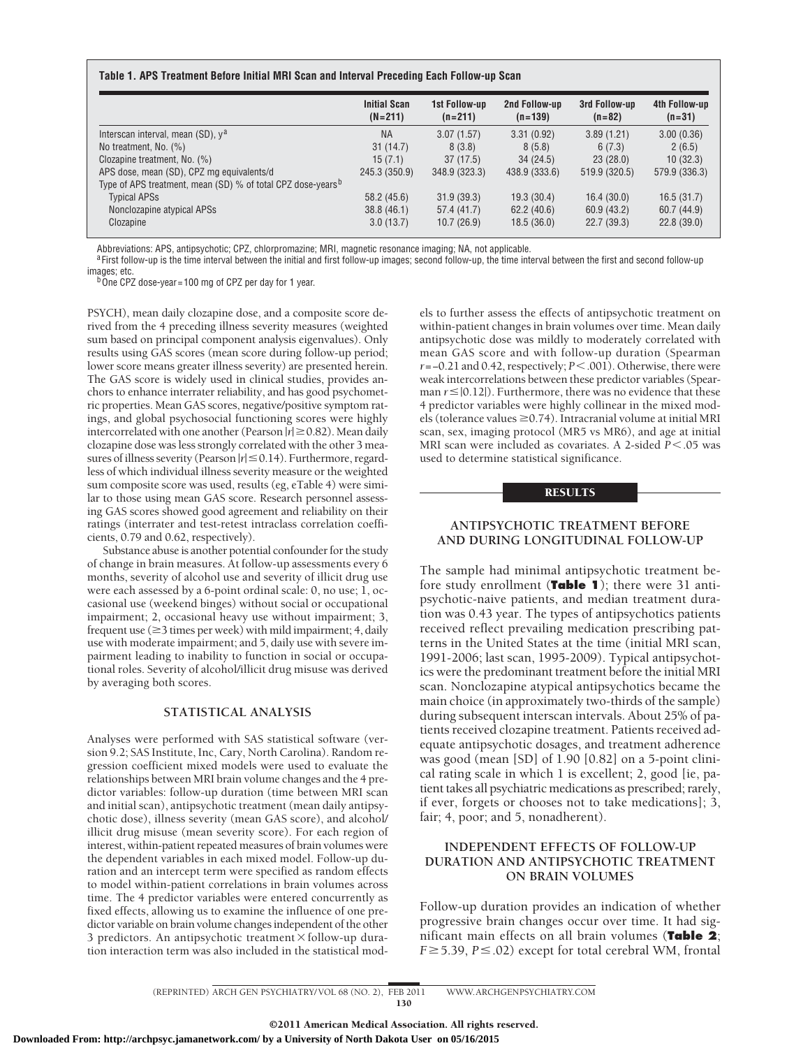**Table 1. APS Treatment Before Initial MRI Scan and Interval Preceding Each Follow-up Scan**

| | Initial Scan (N=211) | 1st Follow-up (n=211) | 2nd Follow-up (n=139) | 3rd Follow-up (n=82) | 4th Follow-up (n=31) |
|---|---|---|---|---|---|
| Interscan interval, mean (SD), y[a] | NA | 3.07 (1.57) | 3.31 (0.92) | 3.89 (1.21) | 3.00 (0.36) |
| No treatment, No. (%) | 31 (14.7) | 8 (3.8) | 8 (5.8) | 6 (7.3) | 2 (6.5) |
| Clozapine treatment, No. (%) | 15 (7.1) | 37 (17.5) | 34 (24.5) | 23 (28.0) | 10 (32.3) |
| APS dose, mean (SD), CPZ mg equivalents/d | 245.3 (350.9) | 348.9 (323.3) | 438.9 (333.6) | 519.9 (320.5) | 579.9 (336.3) |
| Type of APS treatment, mean (SD) % of total CPZ dose-years[b] | | | | | |
| Typical APSs | 58.2 (45.6) | 31.9 (39.3) | 19.3 (30.4) | 16.4 (30.0) | 16.5 (31.7) |
| Nonclozapine atypical APSs | 38.8 (46.1) | 57.4 (41.7) | 62.2 (40.6) | 60.9 (43.2) | 60.7 (44.9) |
| Clozapine | 3.0 (13.7) | 10.7 (26.9) | 18.5 (36.0) | 22.7 (39.3) | 22.8 (39.0) |

Abbreviations: APS, antipsychotic; CPZ, chlorpromazine; MRI, magnetic resonance imaging; NA, not applicable.
[a] First follow-up is the time interval between the initial and first follow-up images; second follow-up, the time interval between the first and second follow-up images; etc.
[b] One CPZ dose-year = 100 mg of CPZ per day for 1 year.

PSYCH), mean daily clozapine dose, and a composite score derived from the 4 preceding illness severity measures (weighted sum based on principal component analysis eigenvalues). Only results using GAS scores (mean score during follow-up period; lower score means greater illness severity) are presented herein. The GAS score is widely used in clinical studies, provides anchors to enhance interrater reliability, and has good psychometric properties. Mean GAS scores, negative/positive symptom ratings, and global psychosocial functioning scores were highly intercorrelated with one another (Pearson $|r| \geq 0.82$). Mean daily clozapine dose was less strongly correlated with the other 3 measures of illness severity (Pearson $|r| \leq 0.14$). Furthermore, regardless of which individual illness severity measure or the weighted sum composite score was used, results (eg, eTable 4) were similar to those using mean GAS score. Research personnel assessing GAS scores showed good agreement and reliability on their ratings (interrater and test-retest intraclass correlation coefficients, 0.79 and 0.62, respectively).

Substance abuse is another potential confounder for the study of change in brain measures. At follow-up assessments every 6 months, severity of alcohol use and severity of illicit drug use were each assessed by a 6-point ordinal scale: 0, no use; 1, occasional use (weekend binges) without social or occupational impairment; 2, occasional heavy use without impairment; 3, frequent use ($\geq$3 times per week) with mild impairment; 4, daily use with moderate impairment; and 5, daily use with severe impairment leading to inability to function in social or occupational roles. Severity of alcohol/illicit drug misuse was derived by averaging both scores.

### STATISTICAL ANALYSIS

Analyses were performed with SAS statistical software (version 9.2; SAS Institute, Inc, Cary, North Carolina). Random regression coefficient mixed models were used to evaluate the relationships between MRI brain volume changes and the 4 predictor variables: follow-up duration (time between MRI scan and initial scan), antipsychotic treatment (mean daily antipsychotic dose), illness severity (mean GAS score), and alcohol/illicit drug misuse (mean severity score). For each region of interest, within-patient repeated measures of brain volumes were the dependent variables in each mixed model. Follow-up duration and an intercept term were specified as random effects to model within-patient correlations in brain volumes across time. The 4 predictor variables were entered concurrently as fixed effects, allowing us to examine the influence of one predictor variable on brain volume changes independent of the other 3 predictors. An antipsychotic treatment × follow-up duration interaction term was also included in the statistical models to further assess the effects of antipsychotic treatment on within-patient changes in brain volumes over time. Mean daily antipsychotic dose was mildly to moderately correlated with mean GAS score and with follow-up duration (Spearman $r = -0.21$ and 0.42, respectively; $P < .001$). Otherwise, there were weak intercorrelations between these predictor variables (Spearman $r \leq |0.12|$). Furthermore, there was no evidence that these 4 predictor variables were highly collinear in the mixed models (tolerance values $\geq$0.74). Intracranial volume at initial MRI scan, sex, imaging protocol (MR5 vs MR6), and age at initial MRI scan were included as covariates. A 2-sided $P < .05$ was used to determine statistical significance.

## RESULTS

### ANTIPSYCHOTIC TREATMENT BEFORE AND DURING LONGITUDINAL FOLLOW-UP

The sample had minimal antipsychotic treatment before study enrollment (**Table 1**); there were 31 antipsychotic-naive patients, and median treatment duration was 0.43 year. The types of antipsychotics patients received reflect prevailing medication prescribing patterns in the United States at the time (initial MRI scan, 1991-2006; last scan, 1995-2009). Typical antipsychotics were the predominant treatment before the initial MRI scan. Nonclozapine atypical antipsychotics became the main choice (in approximately two-thirds of the sample) during subsequent interscan intervals. About 25% of patients received clozapine treatment. Patients received adequate antipsychotic dosages, and treatment adherence was good (mean [SD] of 1.90 [0.82] on a 5-point clinical rating scale in which 1 is excellent; 2, good [ie, patient takes all psychiatric medications as prescribed; rarely, if ever, forgets or chooses not to take medications]; 3, fair; 4, poor; and 5, nonadherent).

### INDEPENDENT EFFECTS OF FOLLOW-UP DURATION AND ANTIPSYCHOTIC TREATMENT ON BRAIN VOLUMES

Follow-up duration provides an indication of whether progressive brain changes occur over time. It had significant main effects on all brain volumes (**Table 2**; $F \geq 5.39$, $P \leq .02$) except for total cerebral WM, frontal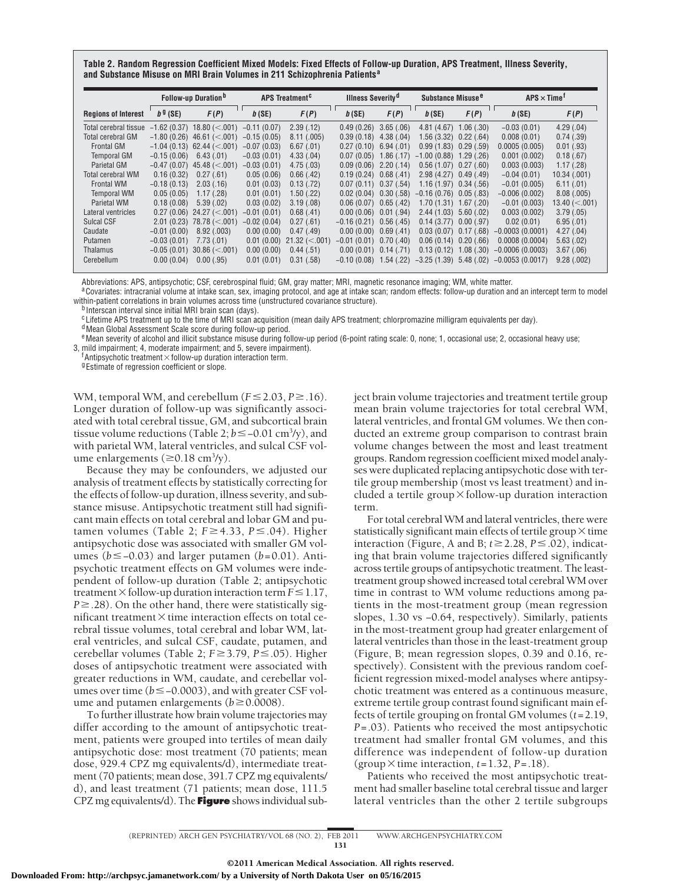**Table 2. Random Regression Coefficient Mixed Models: Fixed Effects of Follow-up Duration, APS Treatment, Illness Severity, and Substance Misuse on MRI Brain Volumes in 211 Schizophrenia Patients[a]**

| Regions of Interest | Follow-up Duration[b] | | APS Treatment[c] | | Illness Severity[d] | | Substance Misuse[e] | | APS × Time[f] | |
|---|---|---|---|---|---|---|---|---|---|---|
| | $b$[g] (SE) | $F$ ($P$) | $b$ (SE) | $F$ ($P$) | $b$ (SE) | $F$ ($P$) | $b$ (SE) | $F$ ($P$) | $b$ (SE) | $F$ ($P$) |
| Total cerebral tissue | −1.62 (0.37) | 18.80 (<.001) | −0.11 (0.07) | 2.39 (.12) | 0.49 (0.26) | 3.65 (.06) | 4.81 (4.67) | 1.06 (.30) | −0.03 (0.01) | 4.29 (.04) |
| Total cerebral GM | −1.80 (0.26) | 46.61 (<.001) | −0.15 (0.05) | 8.11 (.005) | 0.39 (0.18) | 4.38 (.04) | 1.56 (3.32) | 0.22 (.64) | 0.008 (0.01) | 0.74 (.39) |
| Frontal GM | −1.04 (0.13) | 62.44 (<.001) | −0.07 (0.03) | 6.67 (.01) | 0.27 (0.10) | 6.94 (.01) | 0.99 (1.83) | 0.29 (.59) | 0.0005 (0.005) | 0.01 (.93) |
| Temporal GM | −0.15 (0.06) | 6.43 (.01) | −0.03 (0.01) | 4.33 (.04) | 0.07 (0.05) | 1.86 (.17) | −1.00 (0.88) | 1.29 (.26) | 0.001 (0.002) | 0.18 (.67) |
| Parietal GM | −0.47 (0.07) | 45.48 (<.001) | −0.03 (0.01) | 4.75 (.03) | 0.09 (0.06) | 2.20 (.14) | 0.56 (1.07) | 0.27 (.60) | 0.003 (0.003) | 1.17 (.28) |
| Total cerebral WM | 0.16 (0.32) | 0.27 (.61) | 0.05 (0.06) | 0.66 (.42) | 0.19 (0.24) | 0.68 (.41) | 2.98 (4.27) | 0.49 (.49) | −0.04 (0.01) | 10.34 (.001) |
| Frontal WM | −0.18 (0.13) | 2.03 (.16) | 0.01 (0.03) | 0.13 (.72) | 0.07 (0.11) | 0.37 (.54) | 1.16 (1.97) | 0.34 (.56) | −0.01 (0.005) | 6.11 (.01) |
| Temporal WM | 0.05 (0.05) | 1.17 (.28) | 0.01 (0.01) | 1.50 (.22) | 0.02 (0.04) | 0.30 (.58) | −0.16 (0.76) | 0.05 (.83) | −0.006 (0.002) | 8.08 (.005) |
| Parietal WM | 0.18 (0.08) | 5.39 (.02) | 0.03 (0.02) | 3.19 (.08) | 0.06 (0.07) | 0.65 (.42) | 1.70 (1.31) | 1.67 (.20) | −0.01 (0.003) | 13.40 (<.001) |
| Lateral ventricles | 0.27 (0.06) | 24.27 (<.001) | −0.01 (0.01) | 0.68 (.41) | 0.00 (0.06) | 0.01 (.94) | 2.44 (1.03) | 5.60 (.02) | 0.003 (0.002) | 3.79 (.05) |
| Sulcal CSF | 2.01 (0.23) | 78.78 (<.001) | −0.02 (0.04) | 0.27 (.61) | −0.16 (0.21) | 0.56 (.45) | 0.14 (3.77) | 0.00 (.97) | 0.02 (0.01) | 6.95 (.01) |
| Caudate | −0.01 (0.00) | 8.92 (.003) | 0.00 (0.00) | 0.47 (.49) | 0.00 (0.00) | 0.69 (.41) | 0.03 (0.07) | 0.17 (.68) | −0.0003 (0.0001) | 4.27 (.04) |
| Putamen | −0.03 (0.01) | 7.73 (.01) | 0.01 (0.00) | 21.32 (<.001) | −0.01 (0.01) | 0.70 (.40) | 0.06 (0.14) | 0.20 (.66) | 0.0008 (0.0004) | 5.63 (.02) |
| Thalamus | −0.05 (0.01) | 30.86 (<.001) | 0.00 (0.00) | 0.44 (.51) | 0.00 (0.01) | 0.14 (.71) | 0.13 (0.12) | 1.08 (.30) | −0.0006 (0.0003) | 3.67 (.06) |
| Cerebellum | 0.00 (0.04) | 0.00 (.95) | 0.01 (0.01) | 0.31 (.58) | −0.10 (0.08) | 1.54 (.22) | −3.25 (1.39) | 5.48 (.02) | −0.0053 (0.0017) | 9.28 (.002) |

Abbreviations: APS, antipsychotic; CSF, cerebrospinal fluid; GM, gray matter; MRI, magnetic resonance imaging; WM, white matter.

[a] Covariates: intracranial volume at intake scan, sex, imaging protocol, and age at intake scan; random effects: follow-up duration and an intercept term to model within-patient correlations in brain volumes across time (unstructured covariance structure).

[b] Interscan interval since initial MRI brain scan (days).

[c] Lifetime APS treatment up to the time of MRI scan acquisition (mean daily APS treatment; chlorpromazine milligram equivalents per day).

[d] Mean Global Assessment Scale score during follow-up period.

[e] Mean severity of alcohol and illicit substance misuse during follow-up period (6-point rating scale: 0, none; 1, occasional use; 2, occasional heavy use; 3, mild impairment; 4, moderate impairment; and 5, severe impairment).

[f] Antipsychotic treatment × follow-up duration interaction term.

[g] Estimate of regression coefficient or slope.

WM, temporal WM, and cerebellum ($F \leq 2.03$, $P \geq .16$). Longer duration of follow-up was significantly associated with total cerebral tissue, GM, and subcortical brain tissue volume reductions (Table 2; $b \leq -0.01$ cm$^3$/y), and with parietal WM, lateral ventricles, and sulcal CSF volume enlargements ($\geq 0.18$ cm$^3$/y).

Because they may be confounders, we adjusted our analysis of treatment effects by statistically correcting for the effects of follow-up duration, illness severity, and substance misuse. Antipsychotic treatment still had significant main effects on total cerebral and lobar GM and putamen volumes (Table 2; $F \geq 4.33$, $P \leq .04$). Higher antipsychotic dose was associated with smaller GM volumes ($b \leq -0.03$) and larger putamen ($b = 0.01$). Antipsychotic treatment effects on GM volumes were independent of follow-up duration (Table 2; antipsychotic treatment × follow-up duration interaction term $F \leq 1.17$, $P \geq .28$). On the other hand, there were statistically significant treatment × time interaction effects on total cerebral tissue volumes, total cerebral and lobar WM, lateral ventricles, and sulcal CSF, caudate, putamen, and cerebellar volumes (Table 2; $F \geq 3.79$, $P \leq .05$). Higher doses of antipsychotic treatment were associated with greater reductions in WM, caudate, and cerebellar volumes over time ($b \leq -0.0003$), and with greater CSF volume and putamen enlargements ($b \geq 0.0008$).

To further illustrate how brain volume trajectories may differ according to the amount of antipsychotic treatment, patients were grouped into tertiles of mean daily antipsychotic dose: most treatment (70 patients; mean dose, 929.4 CPZ mg equivalents/d), intermediate treatment (70 patients; mean dose, 391.7 CPZ mg equivalents/d), and least treatment (71 patients; mean dose, 111.5 CPZ mg equivalents/d). The **Figure** shows individual subject brain volume trajectories and treatment tertile group mean brain volume trajectories for total cerebral WM, lateral ventricles, and frontal GM volumes. We then conducted an extreme group comparison to contrast brain volume changes between the most and least treatment groups. Random regression coefficient mixed model analyses were duplicated replacing antipsychotic dose with tertile group membership (most vs least treatment) and included a tertile group × follow-up duration interaction term.

For total cerebral WM and lateral ventricles, there were statistically significant main effects of tertile group × time interaction (Figure, A and B; $t \geq 2.28$, $P \leq .02$), indicating that brain volume trajectories differed significantly across tertile groups of antipsychotic treatment. The least-treatment group showed increased total cerebral WM over time in contrast to WM volume reductions among patients in the most-treatment group (mean regression slopes, 1.30 vs −0.64, respectively). Similarly, patients in the most-treatment group had greater enlargement of lateral ventricles than those in the least-treatment group (Figure, B; mean regression slopes, 0.39 and 0.16, respectively). Consistent with the previous random coefficient regression mixed-model analyses where antipsychotic treatment was entered as a continuous measure, extreme tertile group contrast found significant main effects of tertile grouping on frontal GM volumes ($t = 2.19$, $P = .03$). Patients who received the most antipsychotic treatment had smaller frontal GM volumes, and this difference was independent of follow-up duration (group × time interaction, $t = 1.32$, $P = .18$).

Patients who received the most antipsychotic treatment had smaller baseline total cerebral tissue and larger lateral ventricles than the other 2 tertile subgroups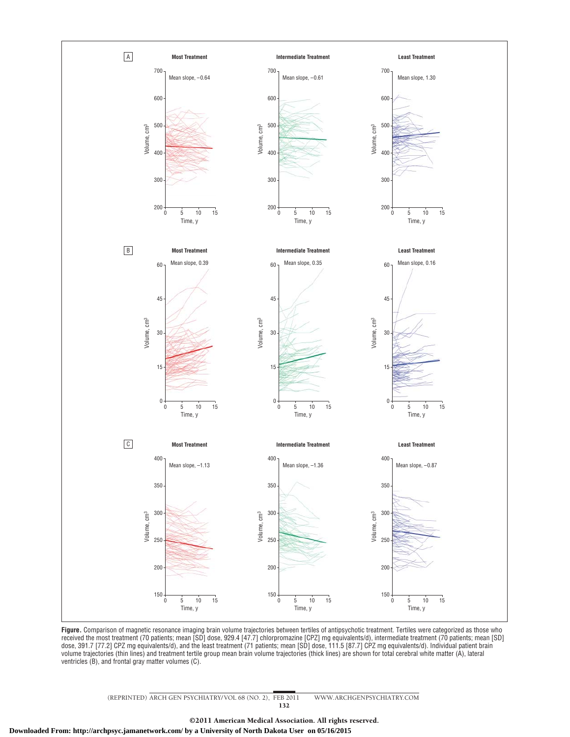**Figure.** Comparison of magnetic resonance imaging brain volume trajectories between tertiles of antipsychotic treatment. Tertiles were categorized as those who received the most treatment (70 patients; mean [SD] dose, 929.4 [47.7] chlorpromazine [CPZ] mg equivalents/d), intermediate treatment (70 patients; mean [SD] dose, 391.7 [77.2] CPZ mg equivalents/d), and the least treatment (71 patients; mean [SD] dose, 111.5 [87.7] CPZ mg equivalents/d). Individual patient brain volume trajectories (thin lines) and treatment tertile group mean brain volume trajectories (thick lines) are shown for total cerebral white matter (A), lateral ventricles (B), and frontal gray matter volumes (C).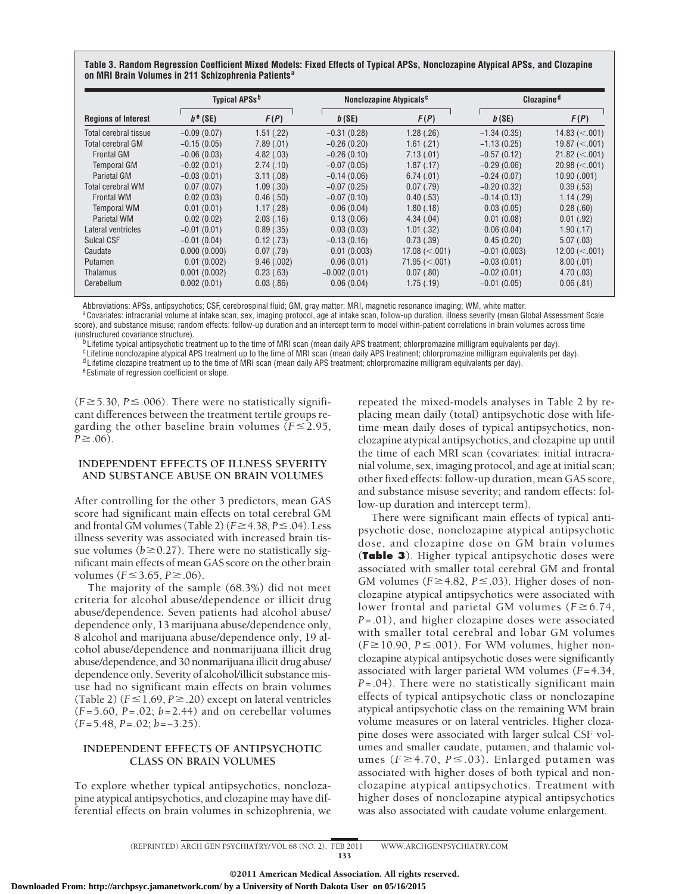**Table 3. Random Regression Coefficient Mixed Models: Fixed Effects of Typical APSs, Nonclozapine Atypical APSs, and Clozapine on MRI Brain Volumes in 211 Schizophrenia Patients**[a]

| Regions of Interest | Typical APSs[b] | | Nonclozapine Atypicals[c] | | Clozapine[d] | |
|---|---|---|---|---|---|---|
| | $b$[e] (SE) | $F$ ($P$) | $b$ (SE) | $F$ ($P$) | $b$ (SE) | $F$ ($P$) |
| Total cerebral tissue | −0.09 (0.07) | 1.51 (.22) | −0.31 (0.28) | 1.28 (.26) | −1.34 (0.35) | 14.83 (<.001) |
| Total cerebral GM | −0.15 (0.05) | 7.89 (.01) | −0.26 (0.20) | 1.61 (.21) | −1.13 (0.25) | 19.87 (<.001) |
| Frontal GM | −0.06 (0.03) | 4.82 (.03) | −0.26 (0.10) | 7.13 (.01) | −0.57 (0.12) | 21.82 (<.001) |
| Temporal GM | −0.02 (0.01) | 2.74 (.10) | −0.07 (0.05) | 1.87 (.17) | −0.29 (0.06) | 20.98 (<.001) |
| Parietal GM | −0.03 (0.01) | 3.11 (.08) | −0.14 (0.06) | 6.74 (.01) | −0.24 (0.07) | 10.90 (.001) |
| Total cerebral WM | 0.07 (0.07) | 1.09 (.30) | −0.07 (0.25) | 0.07 (.79) | −0.20 (0.32) | 0.39 (.53) |
| Frontal WM | 0.02 (0.03) | 0.46 (.50) | −0.07 (0.10) | 0.40 (.53) | −0.14 (0.13) | 1.14 (.29) |
| Temporal WM | 0.01 (0.01) | 1.17 (.28) | 0.06 (0.04) | 1.80 (.18) | 0.03 (0.05) | 0.28 (.60) |
| Parietal WM | 0.02 (0.02) | 2.03 (.16) | 0.13 (0.06) | 4.34 (.04) | 0.01 (0.08) | 0.01 (.92) |
| Lateral ventricles | −0.01 (0.01) | 0.89 (.35) | 0.03 (0.03) | 1.01 (.32) | 0.06 (0.04) | 1.90 (.17) |
| Sulcal CSF | −0.01 (0.04) | 0.12 (.73) | −0.13 (0.16) | 0.73 (.39) | 0.45 (0.20) | 5.07 (.03) |
| Caudate | 0.000 (0.000) | 0.07 (.79) | 0.01 (0.003) | 17.08 (<.001) | −0.01 (0.003) | 12.00 (<.001) |
| Putamen | 0.01 (0.002) | 9.46 (.002) | 0.06 (0.01) | 71.95 (<.001) | −0.03 (0.01) | 8.00 (.01) |
| Thalamus | 0.001 (0.002) | 0.23 (.63) | −0.002 (0.01) | 0.07 (.80) | −0.02 (0.01) | 4.70 (.03) |
| Cerebellum | 0.002 (0.01) | 0.03 (.86) | 0.06 (0.04) | 1.75 (.19) | −0.01 (0.05) | 0.06 (.81) |

Abbreviations: APSs, antipsychotics; CSF, cerebrospinal fluid; GM, gray matter; MRI, magnetic resonance imaging; WM, white matter.

[a] Covariates: intracranial volume at intake scan, sex, imaging protocol, age at intake scan, follow-up duration, illness severity (mean Global Assessment Scale score), and substance misuse; random effects: follow-up duration and an intercept term to model within-patient correlations in brain volumes across time (unstructured covariance structure).

[b] Lifetime typical antipsychotic treatment up to the time of MRI scan (mean daily APS treatment; chlorpromazine milligram equivalents per day).

[c] Lifetime nonclozapine atypical APS treatment up to the time of MRI scan (mean daily APS treatment; chlorpromazine milligram equivalents per day).

[d] Lifetime clozapine treatment up to the time of MRI scan (mean daily APS treatment; chlorpromazine milligram equivalents per day).

[e] Estimate of regression coefficient or slope.

($F \geq 5.30$, $P \leq .006$). There were no statistically significant differences between the treatment tertile groups regarding the other baseline brain volumes ($F \leq 2.95$, $P \geq .06$).

### INDEPENDENT EFFECTS OF ILLNESS SEVERITY AND SUBSTANCE ABUSE ON BRAIN VOLUMES

After controlling for the other 3 predictors, mean GAS score had significant main effects on total cerebral GM and frontal GM volumes (Table 2) ($F \geq 4.38$, $P \leq .04$). Less illness severity was associated with increased brain tissue volumes ($b \geq 0.27$). There were no statistically significant main effects of mean GAS score on the other brain volumes ($F \leq 3.65$, $P \geq .06$).

The majority of the sample (68.3%) did not meet criteria for alcohol abuse/dependence or illicit drug abuse/dependence. Seven patients had alcohol abuse/dependence only, 13 marijuana abuse/dependence only, 8 alcohol and marijuana abuse/dependence only, 19 alcohol abuse/dependence and nonmarijuana illicit drug abuse/dependence, and 30 nonmarijuana illicit drug abuse/dependence only. Severity of alcohol/illicit substance misuse had no significant main effects on brain volumes (Table 2) ($F \leq 1.69$, $P \geq .20$) except on lateral ventricles ($F = 5.60$, $P = .02$; $b = 2.44$) and on cerebellar volumes ($F = 5.48$, $P = .02$; $b = -3.25$).

### INDEPENDENT EFFECTS OF ANTIPSYCHOTIC CLASS ON BRAIN VOLUMES

To explore whether typical antipsychotics, nonclozapine atypical antipsychotics, and clozapine may have differential effects on brain volumes in schizophrenia, we repeated the mixed-models analyses in Table 2 by replacing mean daily (total) antipsychotic dose with lifetime mean daily doses of typical antipsychotics, nonclozapine atypical antipsychotics, and clozapine up until the time of each MRI scan (covariates: initial intracranial volume, sex, imaging protocol, and age at initial scan; other fixed effects: follow-up duration, mean GAS score, and substance misuse severity; and random effects: follow-up duration and intercept term).

There were significant main effects of typical antipsychotic dose, nonclozapine atypical antipsychotic dose, and clozapine dose on GM brain volumes (**Table 3**). Higher typical antipsychotic doses were associated with smaller total cerebral GM and frontal GM volumes ($F \geq 4.82$, $P \leq .03$). Higher doses of nonclozapine atypical antipsychotics were associated with lower frontal and parietal GM volumes ($F \geq 6.74$, $P = .01$), and higher clozapine doses were associated with smaller total cerebral and lobar GM volumes ($F \geq 10.90$, $P \leq .001$). For WM volumes, higher nonclozapine atypical antipsychotic doses were significantly associated with larger parietal WM volumes ($F = 4.34$, $P = .04$). There were no statistically significant main effects of typical antipsychotic class or nonclozapine atypical antipsychotic class on the remaining WM brain volume measures or on lateral ventricles. Higher clozapine doses were associated with larger sulcal CSF volumes and smaller caudate, putamen, and thalamic volumes ($F \geq 4.70$, $P \leq .03$). Enlarged putamen was associated with higher doses of both typical and nonclozapine atypical antipsychotics. Treatment with higher doses of nonclozapine atypical antipsychotics was also associated with caudate volume enlargement.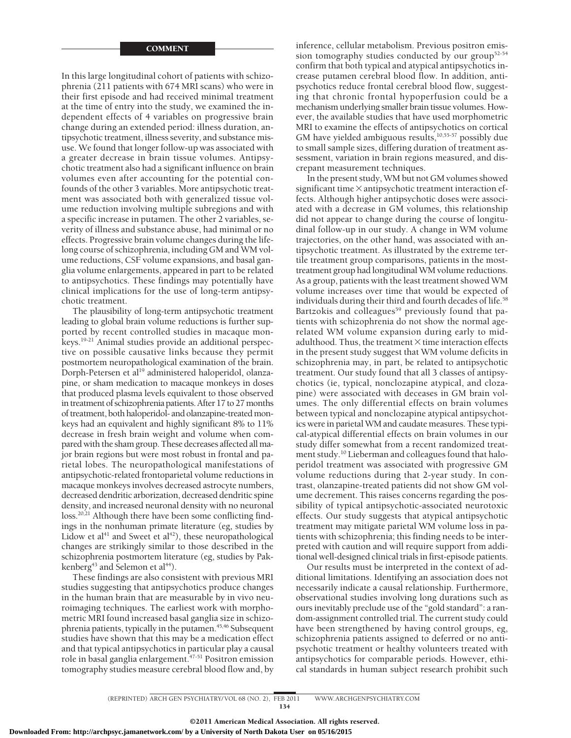## COMMENT

In this large longitudinal cohort of patients with schizophrenia (211 patients with 674 MRI scans) who were in their first episode and had received minimal treatment at the time of entry into the study, we examined the independent effects of 4 variables on progressive brain change during an extended period: illness duration, antipsychotic treatment, illness severity, and substance misuse. We found that longer follow-up was associated with a greater decrease in brain tissue volumes. Antipsychotic treatment also had a significant influence on brain volumes even after accounting for the potential confounds of the other 3 variables. More antipsychotic treatment was associated both with generalized tissue volume reduction involving multiple subregions and with a specific increase in putamen. The other 2 variables, severity of illness and substance abuse, had minimal or no effects. Progressive brain volume changes during the lifelong course of schizophrenia, including GM and WM volume reductions, CSF volume expansions, and basal ganglia volume enlargements, appeared in part to be related to antipsychotics. These findings may potentially have clinical implications for the use of long-term antipsychotic treatment.

The plausibility of long-term antipsychotic treatment leading to global brain volume reductions is further supported by recent controlled studies in macaque monkeys.[19-21] Animal studies provide an additional perspective on possible causative links because they permit postmortem neuropathological examination of the brain. Dorph-Petersen et al[19] administered haloperidol, olanzapine, or sham medication to macaque monkeys in doses that produced plasma levels equivalent to those observed in treatment of schizophrenia patients. After 17 to 27 months of treatment, both haloperidol- and olanzapine-treated monkeys had an equivalent and highly significant 8% to 11% decrease in fresh brain weight and volume when compared with the sham group. These decreases affected all major brain regions but were most robust in frontal and parietal lobes. The neuropathological manifestations of antipsychotic-related frontoparietal volume reductions in macaque monkeys involves decreased astrocyte numbers, decreased dendritic arborization, decreased dendritic spine density, and increased neuronal density with no neuronal loss.[20,21] Although there have been some conflicting findings in the nonhuman primate literature (eg, studies by Lidow et al[41] and Sweet et al[42]), these neuropathological changes are strikingly similar to those described in the schizophrenia postmortem literature (eg, studies by Pakkenberg[43] and Selemon et al[44]).

These findings are also consistent with previous MRI studies suggesting that antipsychotics produce changes in the human brain that are measurable by in vivo neuroimaging techniques. The earliest work with morphometric MRI found increased basal ganglia size in schizophrenia patients, typically in the putamen.[45,46] Subsequent studies have shown that this may be a medication effect and that typical antipsychotics in particular play a causal role in basal ganglia enlargement.[47-51] Positron emission tomography studies measure cerebral blood flow and, by inference, cellular metabolism. Previous positron emission tomography studies conducted by our group[52-54] confirm that both typical and atypical antipsychotics increase putamen cerebral blood flow. In addition, antipsychotics reduce frontal cerebral blood flow, suggesting that chronic frontal hypoperfusion could be a mechanism underlying smaller brain tissue volumes. However, the available studies that have used morphometric MRI to examine the effects of antipsychotics on cortical GM have yielded ambiguous results,[10,55-57] possibly due to small sample sizes, differing duration of treatment assessment, variation in brain regions measured, and discrepant measurement techniques.

In the present study, WM but not GM volumes showed significant time × antipsychotic treatment interaction effects. Although higher antipsychotic doses were associated with a decrease in GM volumes, this relationship did not appear to change during the course of longitudinal follow-up in our study. A change in WM volume trajectories, on the other hand, was associated with antipsychotic treatment. As illustrated by the extreme tertile treatment group comparisons, patients in the most-treatment group had longitudinal WM volume reductions. As a group, patients with the least treatment showed WM volume increases over time that would be expected of individuals during their third and fourth decades of life.[58] Bartzokis and colleagues[59] previously found that patients with schizophrenia do not show the normal age-related WM volume expansion during early to midadulthood. Thus, the treatment × time interaction effects in the present study suggest that WM volume deficits in schizophrenia may, in part, be related to antipsychotic treatment. Our study found that all 3 classes of antipsychotics (ie, typical, nonclozapine atypical, and clozapine) were associated with deceases in GM brain volumes. The only differential effects on brain volumes between typical and nonclozapine atypical antipsychotics were in parietal WM and caudate measures. These typical-atypical differential effects on brain volumes in our study differ somewhat from a recent randomized treatment study.[10] Lieberman and colleagues found that haloperidol treatment was associated with progressive GM volume reductions during that 2-year study. In contrast, olanzapine-treated patients did not show GM volume decrement. This raises concerns regarding the possibility of typical antipsychotic-associated neurotoxic effects. Our study suggests that atypical antipsychotic treatment may mitigate parietal WM volume loss in patients with schizophrenia; this finding needs to be interpreted with caution and will require support from additional well-designed clinical trials in first-episode patients.

Our results must be interpreted in the context of additional limitations. Identifying an association does not necessarily indicate a causal relationship. Furthermore, observational studies involving long durations such as ours inevitably preclude use of the "gold standard": a random-assignment controlled trial. The current study could have been strengthened by having control groups, eg, schizophrenia patients assigned to deferred or no antipsychotic treatment or healthy volunteers treated with antipsychotics for comparable periods. However, ethical standards in human subject research prohibit such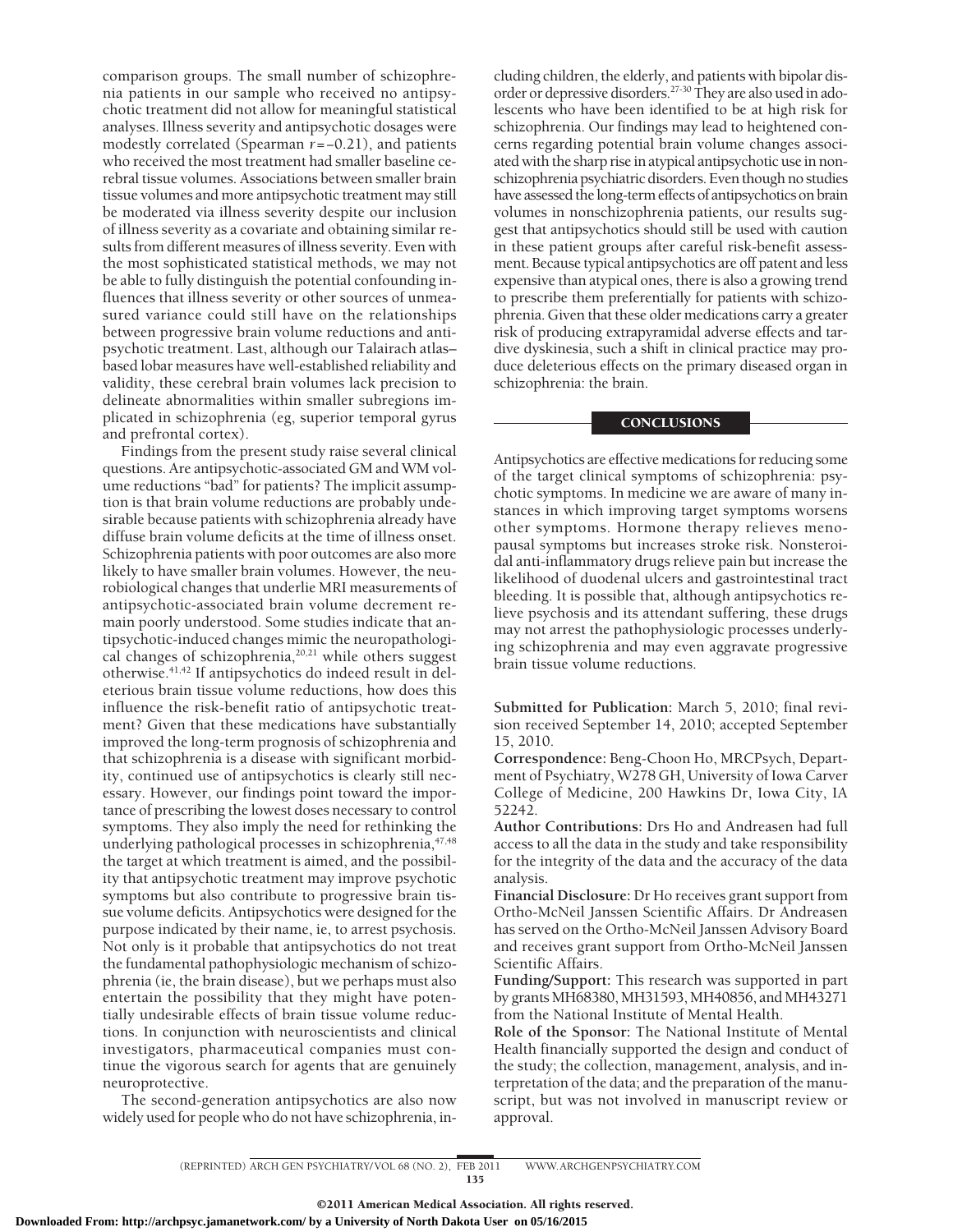comparison groups. The small number of schizophrenia patients in our sample who received no antipsychotic treatment did not allow for meaningful statistical analyses. Illness severity and antipsychotic dosages were modestly correlated (Spearman $r = -0.21$), and patients who received the most treatment had smaller baseline cerebral tissue volumes. Associations between smaller brain tissue volumes and more antipsychotic treatment may still be moderated via illness severity despite our inclusion of illness severity as a covariate and obtaining similar results from different measures of illness severity. Even with the most sophisticated statistical methods, we may not be able to fully distinguish the potential confounding influences that illness severity or other sources of unmeasured variance could still have on the relationships between progressive brain volume reductions and antipsychotic treatment. Last, although our Talairach atlas–based lobar measures have well-established reliability and validity, these cerebral brain volumes lack precision to delineate abnormalities within smaller subregions implicated in schizophrenia (eg, superior temporal gyrus and prefrontal cortex).

Findings from the present study raise several clinical questions. Are antipsychotic-associated GM and WM volume reductions "bad" for patients? The implicit assumption is that brain volume reductions are probably undesirable because patients with schizophrenia already have diffuse brain volume deficits at the time of illness onset. Schizophrenia patients with poor outcomes are also more likely to have smaller brain volumes. However, the neurobiological changes that underlie MRI measurements of antipsychotic-associated brain volume decrement remain poorly understood. Some studies indicate that antipsychotic-induced changes mimic the neuropathological changes of schizophrenia,[20,21] while others suggest otherwise.[41,42] If antipsychotics do indeed result in deleterious brain tissue volume reductions, how does this influence the risk-benefit ratio of antipsychotic treatment? Given that these medications have substantially improved the long-term prognosis of schizophrenia and that schizophrenia is a disease with significant morbidity, continued use of antipsychotics is clearly still necessary. However, our findings point toward the importance of prescribing the lowest doses necessary to control symptoms. They also imply the need for rethinking the underlying pathological processes in schizophrenia,[47,48] the target at which treatment is aimed, and the possibility that antipsychotic treatment may improve psychotic symptoms but also contribute to progressive brain tissue volume deficits. Antipsychotics were designed for the purpose indicated by their name, ie, to arrest psychosis. Not only is it probable that antipsychotics do not treat the fundamental pathophysiologic mechanism of schizophrenia (ie, the brain disease), but we perhaps must also entertain the possibility that they might have potentially undesirable effects of brain tissue volume reductions. In conjunction with neuroscientists and clinical investigators, pharmaceutical companies must continue the vigorous search for agents that are genuinely neuroprotective.

The second-generation antipsychotics are also now widely used for people who do not have schizophrenia, including children, the elderly, and patients with bipolar disorder or depressive disorders.[27-30] They are also used in adolescents who have been identified to be at high risk for schizophrenia. Our findings may lead to heightened concerns regarding potential brain volume changes associated with the sharp rise in atypical antipsychotic use in nonschizophrenia psychiatric disorders. Even though no studies have assessed the long-term effects of antipsychotics on brain volumes in nonschizophrenia patients, our results suggest that antipsychotics should still be used with caution in these patient groups after careful risk-benefit assessment. Because typical antipsychotics are off patent and less expensive than atypical ones, there is also a growing trend to prescribe them preferentially for patients with schizophrenia. Given that these older medications carry a greater risk of producing extrapyramidal adverse effects and tardive dyskinesia, such a shift in clinical practice may produce deleterious effects on the primary diseased organ in schizophrenia: the brain.

## CONCLUSIONS

Antipsychotics are effective medications for reducing some of the target clinical symptoms of schizophrenia: psychotic symptoms. In medicine we are aware of many instances in which improving target symptoms worsens other symptoms. Hormone therapy relieves menopausal symptoms but increases stroke risk. Nonsteroidal anti-inflammatory drugs relieve pain but increase the likelihood of duodenal ulcers and gastrointestinal tract bleeding. It is possible that, although antipsychotics relieve psychosis and its attendant suffering, these drugs may not arrest the pathophysiologic processes underlying schizophrenia and may even aggravate progressive brain tissue volume reductions.

**Submitted for Publication:** March 5, 2010; final revision received September 14, 2010; accepted September 15, 2010.

**Correspondence:** Beng-Choon Ho, MRCPsych, Department of Psychiatry, W278 GH, University of Iowa Carver College of Medicine, 200 Hawkins Dr, Iowa City, IA 52242.

**Author Contributions:** Drs Ho and Andreasen had full access to all the data in the study and take responsibility for the integrity of the data and the accuracy of the data analysis.

**Financial Disclosure:** Dr Ho receives grant support from Ortho-McNeil Janssen Scientific Affairs. Dr Andreasen has served on the Ortho-McNeil Janssen Advisory Board and receives grant support from Ortho-McNeil Janssen Scientific Affairs.

**Funding/Support:** This research was supported in part by grants MH68380, MH31593, MH40856, and MH43271 from the National Institute of Mental Health.

**Role of the Sponsor:** The National Institute of Mental Health financially supported the design and conduct of the study; the collection, management, analysis, and interpretation of the data; and the preparation of the manuscript, but was not involved in manuscript review or approval.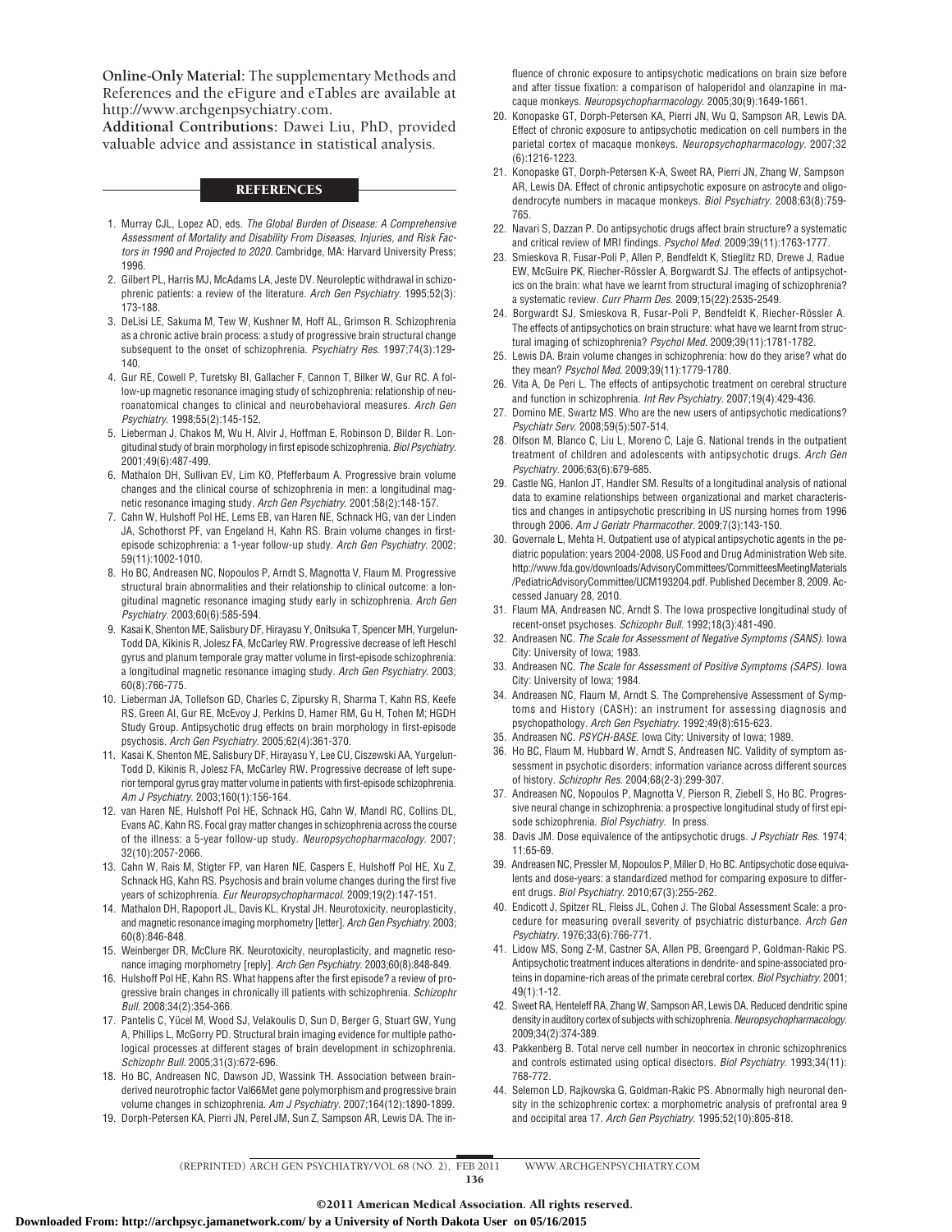**Online-Only Material:** The supplementary Methods and References and the eFigure and eTables are available at http://www.archgenpsychiatry.com.

**Additional Contributions:** Dawei Liu, PhD, provided valuable advice and assistance in statistical analysis.

## REFERENCES

1. Murray CJL, Lopez AD, eds. *The Global Burden of Disease: A Comprehensive Assessment of Mortality and Disability From Diseases, Injuries, and Risk Factors in 1990 and Projected to 2020*. Cambridge, MA: Harvard University Press; 1996.
2. Gilbert PL, Harris MJ, McAdams LA, Jeste DV. Neuroleptic withdrawal in schizophrenic patients: a review of the literature. *Arch Gen Psychiatry*. 1995;52(3):173-188.
3. DeLisi LE, Sakuma M, Tew W, Kushner M, Hoff AL, Grimson R. Schizophrenia as a chronic active brain process: a study of progressive brain structural change subsequent to the onset of schizophrenia. *Psychiatry Res*. 1997;74(3):129-140.
4. Gur RE, Cowell P, Turetsky BI, Gallacher F, Cannon T, Bilker W, Gur RC. A follow-up magnetic resonance imaging study of schizophrenia: relationship of neuroanatomical changes to clinical and neurobehavioral measures. *Arch Gen Psychiatry*. 1998;55(2):145-152.
5. Lieberman J, Chakos M, Wu H, Alvir J, Hoffman E, Robinson D, Bilder R. Longitudinal study of brain morphology in first episode schizophrenia. *Biol Psychiatry*. 2001;49(6):487-499.
6. Mathalon DH, Sullivan EV, Lim KO, Pfefferbaum A. Progressive brain volume changes and the clinical course of schizophrenia in men: a longitudinal magnetic resonance imaging study. *Arch Gen Psychiatry*. 2001;58(2):148-157.
7. Cahn W, Hulshoff Pol HE, Lems EB, van Haren NE, Schnack HG, van der Linden JA, Schothorst PF, van Engeland H, Kahn RS. Brain volume changes in first-episode schizophrenia: a 1-year follow-up study. *Arch Gen Psychiatry*. 2002;59(11):1002-1010.
8. Ho BC, Andreasen NC, Nopoulos P, Arndt S, Magnotta V, Flaum M. Progressive structural brain abnormalities and their relationship to clinical outcome: a longitudinal magnetic resonance imaging study early in schizophrenia. *Arch Gen Psychiatry*. 2003;60(6):585-594.
9. Kasai K, Shenton ME, Salisbury DF, Hirayasu Y, Onitsuka T, Spencer MH, Yurgelun-Todd DA, Kikinis R, Jolesz FA, McCarley RW. Progressive decrease of left Heschl gyrus and planum temporale gray matter volume in first-episode schizophrenia: a longitudinal magnetic resonance imaging study. *Arch Gen Psychiatry*. 2003;60(8):766-775.
10. Lieberman JA, Tollefson GD, Charles C, Zipursky R, Sharma T, Kahn RS, Keefe RS, Green AI, Gur RE, McEvoy J, Perkins D, Hamer RM, Gu H, Tohen M; HGDH Study Group. Antipsychotic drug effects on brain morphology in first-episode psychosis. *Arch Gen Psychiatry*. 2005;62(4):361-370.
11. Kasai K, Shenton ME, Salisbury DF, Hirayasu Y, Lee CU, Ciszewski AA, Yurgelun-Todd D, Kikinis R, Jolesz FA, McCarley RW. Progressive decrease of left superior temporal gyrus gray matter volume in patients with first-episode schizophrenia. *Am J Psychiatry*. 2003;160(1):156-164.
12. van Haren NE, Hulshoff Pol HE, Schnack HG, Cahn W, Mandl RC, Collins DL, Evans AC, Kahn RS. Focal gray matter changes in schizophrenia across the course of the illness: a 5-year follow-up study. *Neuropsychopharmacology*. 2007;32(10):2057-2066.
13. Cahn W, Rais M, Stigter FP, van Haren NE, Caspers E, Hulshoff Pol HE, Xu Z, Schnack HG, Kahn RS. Psychosis and brain volume changes during the first five years of schizophrenia. *Eur Neuropsychopharmacol*. 2009;19(2):147-151.
14. Mathalon DH, Rapoport JL, Davis KL, Krystal JH. Neurotoxicity, neuroplasticity, and magnetic resonance imaging morphometry [letter]. *Arch Gen Psychiatry*. 2003;60(8):846-848.
15. Weinberger DR, McClure RK. Neurotoxicity, neuroplasticity, and magnetic resonance imaging morphometry [reply]. *Arch Gen Psychiatry*. 2003;60(8):848-849.
16. Hulshoff Pol HE, Kahn RS. What happens after the first episode? a review of progressive brain changes in chronically ill patients with schizophrenia. *Schizophr Bull*. 2008;34(2):354-366.
17. Pantelis C, Yücel M, Wood SJ, Velakoulis D, Sun D, Berger G, Stuart GW, Yung A, Phillips L, McGorry PD. Structural brain imaging evidence for multiple pathological processes at different stages of brain development in schizophrenia. *Schizophr Bull*. 2005;31(3):672-696.
18. Ho BC, Andreasen NC, Dawson JD, Wassink TH. Association between brain-derived neurotrophic factor Val66Met gene polymorphism and progressive brain volume changes in schizophrenia. *Am J Psychiatry*. 2007;164(12):1890-1899.
19. Dorph-Petersen KA, Pierri JN, Perel JM, Sun Z, Sampson AR, Lewis DA. The influence of chronic exposure to antipsychotic medications on brain size before and after tissue fixation: a comparison of haloperidol and olanzapine in macaque monkeys. *Neuropsychopharmacology*. 2005;30(9):1649-1661.
20. Konopaske GT, Dorph-Petersen KA, Pierri JN, Wu Q, Sampson AR, Lewis DA. Effect of chronic exposure to antipsychotic medication on cell numbers in the parietal cortex of macaque monkeys. *Neuropsychopharmacology*. 2007;32(6):1216-1223.
21. Konopaske GT, Dorph-Petersen K-A, Sweet RA, Pierri JN, Zhang W, Sampson AR, Lewis DA. Effect of chronic antipsychotic exposure on astrocyte and oligodendrocyte numbers in macaque monkeys. *Biol Psychiatry*. 2008;63(8):759-765.
22. Navari S, Dazzan P. Do antipsychotic drugs affect brain structure? a systematic and critical review of MRI findings. *Psychol Med*. 2009;39(11):1763-1777.
23. Smieskova R, Fusar-Poli P, Allen P, Bendfeldt K, Stieglitz RD, Drewe J, Radue EW, McGuire PK, Riecher-Rössler A, Borgwardt SJ. The effects of antipsychotics on the brain: what have we learnt from structural imaging of schizophrenia? a systematic review. *Curr Pharm Des*. 2009;15(22):2535-2549.
24. Borgwardt SJ, Smieskova R, Fusar-Poli P, Bendfeldt K, Riecher-Rössler A. The effects of antipsychotics on brain structure: what have we learnt from structural imaging of schizophrenia? *Psychol Med*. 2009;39(11):1781-1782.
25. Lewis DA. Brain volume changes in schizophrenia: how do they arise? what do they mean? *Psychol Med*. 2009;39(11):1779-1780.
26. Vita A, De Peri L. The effects of antipsychotic treatment on cerebral structure and function in schizophrenia. *Int Rev Psychiatry*. 2007;19(4):429-436.
27. Domino ME, Swartz MS. Who are the new users of antipsychotic medications? *Psychiatr Serv*. 2008;59(5):507-514.
28. Olfson M, Blanco C, Liu L, Moreno C, Laje G. National trends in the outpatient treatment of children and adolescents with antipsychotic drugs. *Arch Gen Psychiatry*. 2006;63(6):679-685.
29. Castle NG, Hanlon JT, Handler SM. Results of a longitudinal analysis of national data to examine relationships between organizational and market characteristics and changes in antipsychotic prescribing in US nursing homes from 1996 through 2006. *Am J Geriatr Pharmacother*. 2009;7(3):143-150.
30. Governale L, Mehta H. Outpatient use of atypical antipsychotic agents in the pediatric population: years 2004-2008. US Food and Drug Administration Web site. http://www.fda.gov/downloads/AdvisoryCommittees/CommitteesMeetingMaterials/PediatricAdvisoryCommittee/UCM193204.pdf. Published December 8, 2009. Accessed January 28, 2010.
31. Flaum MA, Andreasen NC, Arndt S. The Iowa prospective longitudinal study of recent-onset psychoses. *Schizophr Bull*. 1992;18(3):481-490.
32. Andreasen NC. *The Scale for Assessment of Negative Symptoms (SANS)*. Iowa City: University of Iowa; 1983.
33. Andreasen NC. *The Scale for Assessment of Positive Symptoms (SAPS)*. Iowa City: University of Iowa; 1984.
34. Andreasen NC, Flaum M, Arndt S. The Comprehensive Assessment of Symptoms and History (CASH): an instrument for assessing diagnosis and psychopathology. *Arch Gen Psychiatry*. 1992;49(8):615-623.
35. Andreasen NC. *PSYCH-BASE*. Iowa City: University of Iowa; 1989.
36. Ho BC, Flaum M, Hubbard W, Arndt S, Andreasen NC. Validity of symptom assessment in psychotic disorders: information variance across different sources of history. *Schizophr Res*. 2004;68(2-3):299-307.
37. Andreasen NC, Nopoulos P, Magnotta V, Pierson R, Ziebell S, Ho BC. Progressive neural change in schizophrenia: a prospective longitudinal study of first episode schizophrenia. *Biol Psychiatry*. In press.
38. Davis JM. Dose equivalence of the antipsychotic drugs. *J Psychiatr Res*. 1974;11:65-69.
39. Andreasen NC, Pressler M, Nopoulos P, Miller D, Ho BC. Antipsychotic dose equivalents and dose-years: a standardized method for comparing exposure to different drugs. *Biol Psychiatry*. 2010;67(3):255-262.
40. Endicott J, Spitzer RL, Fleiss JL, Cohen J. The Global Assessment Scale: a procedure for measuring overall severity of psychiatric disturbance. *Arch Gen Psychiatry*. 1976;33(6):766-771.
41. Lidow MS, Song Z-M, Castner SA, Allen PB, Greengard P, Goldman-Rakic PS. Antipsychotic treatment induces alterations in dendrite- and spine-associated proteins in dopamine-rich areas of the primate cerebral cortex. *Biol Psychiatry*. 2001;49(1):1-12.
42. Sweet RA, Henteleff RA, Zhang W, Sampson AR, Lewis DA. Reduced dendritic spine density in auditory cortex of subjects with schizophrenia. *Neuropsychopharmacology*. 2009;34(2):374-389.
43. Pakkenberg B. Total nerve cell number in neocortex in chronic schizophrenics and controls estimated using optical disectors. *Biol Psychiatry*. 1993;34(11):768-772.
44. Selemon LD, Rajkowska G, Goldman-Rakic PS. Abnormally high neuronal density in the schizophrenic cortex: a morphometric analysis of prefrontal area 9 and occipital area 17. *Arch Gen Psychiatry*. 1995;52(10):805-818.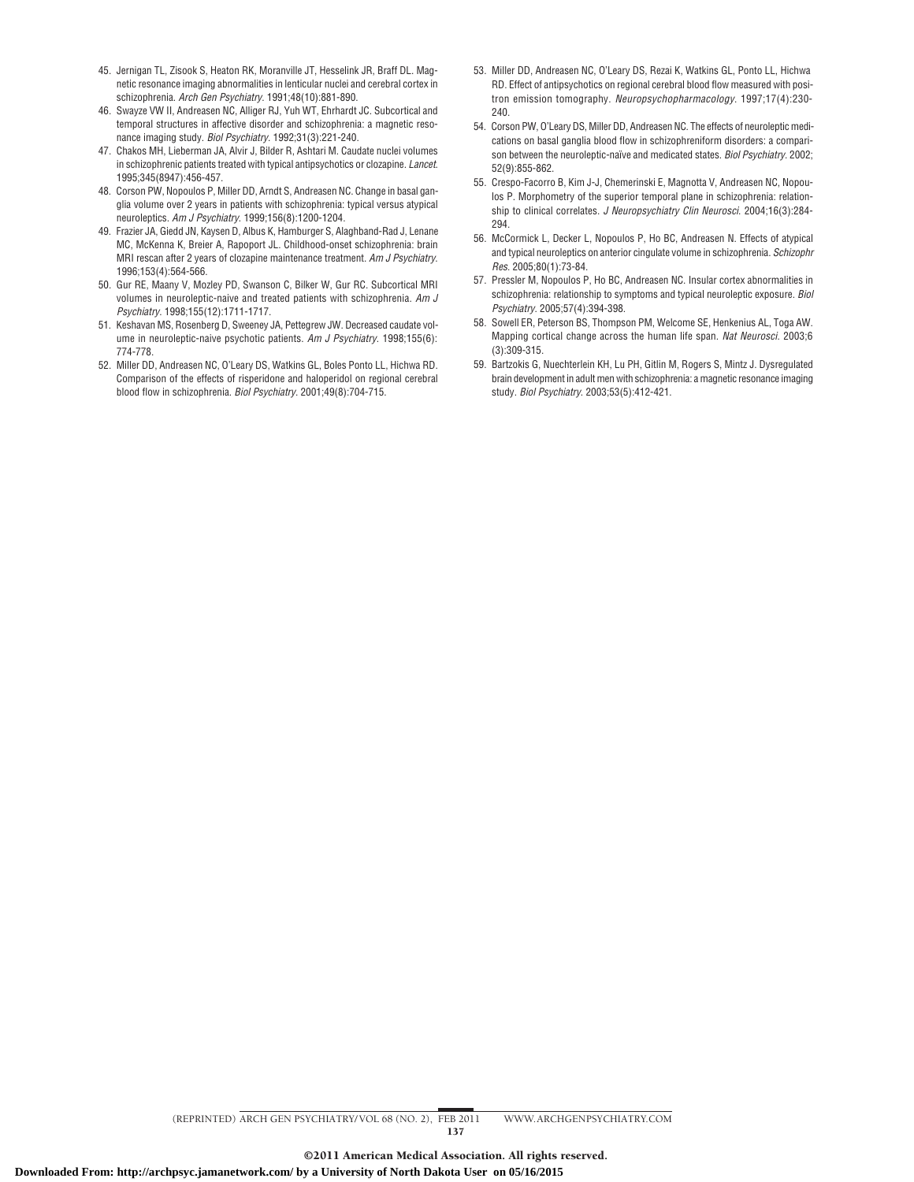45. Jernigan TL, Zisook S, Heaton RK, Moranville JT, Hesselink JR, Braff DL. Magnetic resonance imaging abnormalities in lenticular nuclei and cerebral cortex in schizophrenia. *Arch Gen Psychiatry*. 1991;48(10):881-890.
46. Swayze VW II, Andreasen NC, Alliger RJ, Yuh WT, Ehrhardt JC. Subcortical and temporal structures in affective disorder and schizophrenia: a magnetic resonance imaging study. *Biol Psychiatry*. 1992;31(3):221-240.
47. Chakos MH, Lieberman JA, Alvir J, Bilder R, Ashtari M. Caudate nuclei volumes in schizophrenic patients treated with typical antipsychotics or clozapine. *Lancet*. 1995;345(8947):456-457.
48. Corson PW, Nopoulos P, Miller DD, Arndt S, Andreasen NC. Change in basal ganglia volume over 2 years in patients with schizophrenia: typical versus atypical neuroleptics. *Am J Psychiatry*. 1999;156(8):1200-1204.
49. Frazier JA, Giedd JN, Kaysen D, Albus K, Hamburger S, Alaghband-Rad J, Lenane MC, McKenna K, Breier A, Rapoport JL. Childhood-onset schizophrenia: brain MRI rescan after 2 years of clozapine maintenance treatment. *Am J Psychiatry*. 1996;153(4):564-566.
50. Gur RE, Maany V, Mozley PD, Swanson C, Bilker W, Gur RC. Subcortical MRI volumes in neuroleptic-naive and treated patients with schizophrenia. *Am J Psychiatry*. 1998;155(12):1711-1717.
51. Keshavan MS, Rosenberg D, Sweeney JA, Pettegrew JW. Decreased caudate volume in neuroleptic-naive psychotic patients. *Am J Psychiatry*. 1998;155(6):774-778.
52. Miller DD, Andreasen NC, O'Leary DS, Watkins GL, Boles Ponto LL, Hichwa RD. Comparison of the effects of risperidone and haloperidol on regional cerebral blood flow in schizophrenia. *Biol Psychiatry*. 2001;49(8):704-715.
53. Miller DD, Andreasen NC, O'Leary DS, Rezai K, Watkins GL, Ponto LL, Hichwa RD. Effect of antipsychotics on regional cerebral blood flow measured with positron emission tomography. *Neuropsychopharmacology*. 1997;17(4):230-240.
54. Corson PW, O'Leary DS, Miller DD, Andreasen NC. The effects of neuroleptic medications on basal ganglia blood flow in schizophreniform disorders: a comparison between the neuroleptic-naïve and medicated states. *Biol Psychiatry*. 2002;52(9):855-862.
55. Crespo-Facorro B, Kim J-J, Chemerinski E, Magnotta V, Andreasen NC, Nopoulos P. Morphometry of the superior temporal plane in schizophrenia: relationship to clinical correlates. *J Neuropsychiatry Clin Neurosci*. 2004;16(3):284-294.
56. McCormick L, Decker L, Nopoulos P, Ho BC, Andreasen N. Effects of atypical and typical neuroleptics on anterior cingulate volume in schizophrenia. *Schizophr Res*. 2005;80(1):73-84.
57. Pressler M, Nopoulos P, Ho BC, Andreasen NC. Insular cortex abnormalities in schizophrenia: relationship to symptoms and typical neuroleptic exposure. *Biol Psychiatry*. 2005;57(4):394-398.
58. Sowell ER, Peterson BS, Thompson PM, Welcome SE, Henkenius AL, Toga AW. Mapping cortical change across the human life span. *Nat Neurosci*. 2003;6(3):309-315.
59. Bartzokis G, Nuechterlein KH, Lu PH, Gitlin M, Rogers S, Mintz J. Dysregulated brain development in adult men with schizophrenia: a magnetic resonance imaging study. *Biol Psychiatry*. 2003;53(5):412-421.